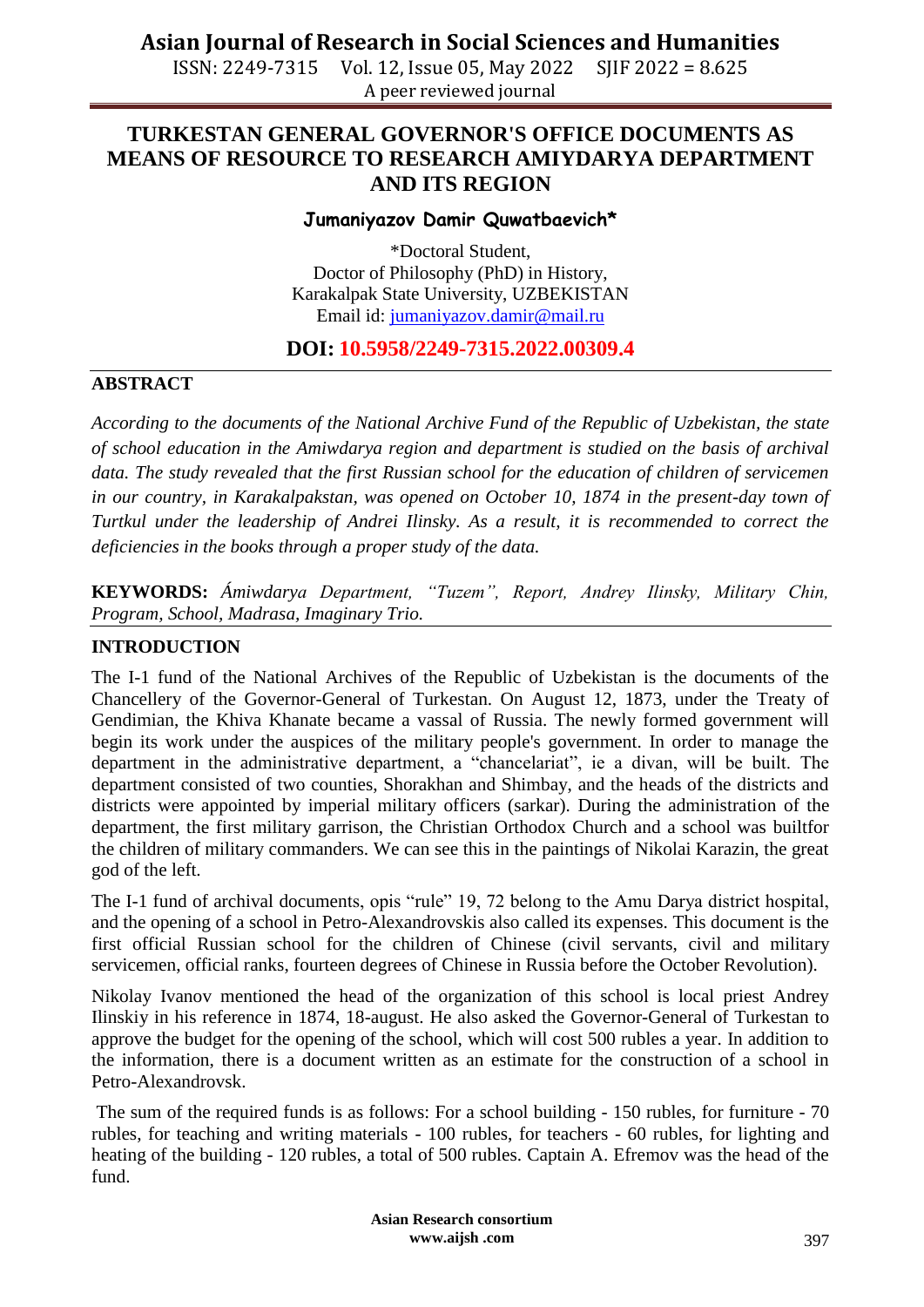# TURKESTAN GENERAL GOVERNOR'S OFFICE DOCUMENTS AS MEANS OF RESOURCE TO RESEARCH AMIYDARYA DEPARTMENT AND ITS REGION

**Jumaniyazov Damir Quwatbaevich***

*Doctoral Student,
Doctor of Philosophy (PhD) in History,
Karakalpak State University, UZBEKISTAN
Email id: jumaniyazov.damir@mail.ru

**DOI: 10.5958/2249-7315.2022.00309.4**

## ABSTRACT

*According to the documents of the National Archive Fund of the Republic of Uzbekistan, the state of school education in the Amiwdarya region and department is studied on the basis of archival data. The study revealed that the first Russian school for the education of children of servicemen in our country, in Karakalpakstan, was opened on October 10, 1874 in the present-day town of Turtkul under the leadership of Andrei Ilinsky. As a result, it is recommended to correct the deficiencies in the books through a proper study of the data.*

**KEYWORDS:** *Ámiwdarya Department, "Tuzem", Report, Andrey Ilinsky, Military Chin, Program, School, Madrasa, Imaginary Trio.*

## INTRODUCTION

The I-1 fund of the National Archives of the Republic of Uzbekistan is the documents of the Chancellery of the Governor-General of Turkestan. On August 12, 1873, under the Treaty of Gendimian, the Khiva Khanate became a vassal of Russia. The newly formed government will begin its work under the auspices of the military people's government. In order to manage the department in the administrative department, a "chancelariat", ie a divan, will be built. The department consisted of two counties, Shorakhan and Shimbay, and the heads of the districts and districts were appointed by imperial military officers (sarkar). During the administration of the department, the first military garrison, the Christian Orthodox Church and a school was builtfor the children of military commanders. We can see this in the paintings of Nikolai Karazin, the great god of the left.

The I-1 fund of archival documents, opis "rule" 19, 72 belong to the Amu Darya district hospital, and the opening of a school in Petro-Alexandrovskis also called its expenses. This document is the first official Russian school for the children of Chinese (civil servants, civil and military servicemen, official ranks, fourteen degrees of Chinese in Russia before the October Revolution).

Nikolay Ivanov mentioned the head of the organization of this school is local priest Andrey Ilinskiy in his reference in 1874, 18-august. He also asked the Governor-General of Turkestan to approve the budget for the opening of the school, which will cost 500 rubles a year. In addition to the information, there is a document written as an estimate for the construction of a school in Petro-Alexandrovsk.

The sum of the required funds is as follows: For a school building - 150 rubles, for furniture - 70 rubles, for teaching and writing materials - 100 rubles, for teachers - 60 rubles, for lighting and heating of the building - 120 rubles, a total of 500 rubles. Captain A. Efremov was the head of the fund.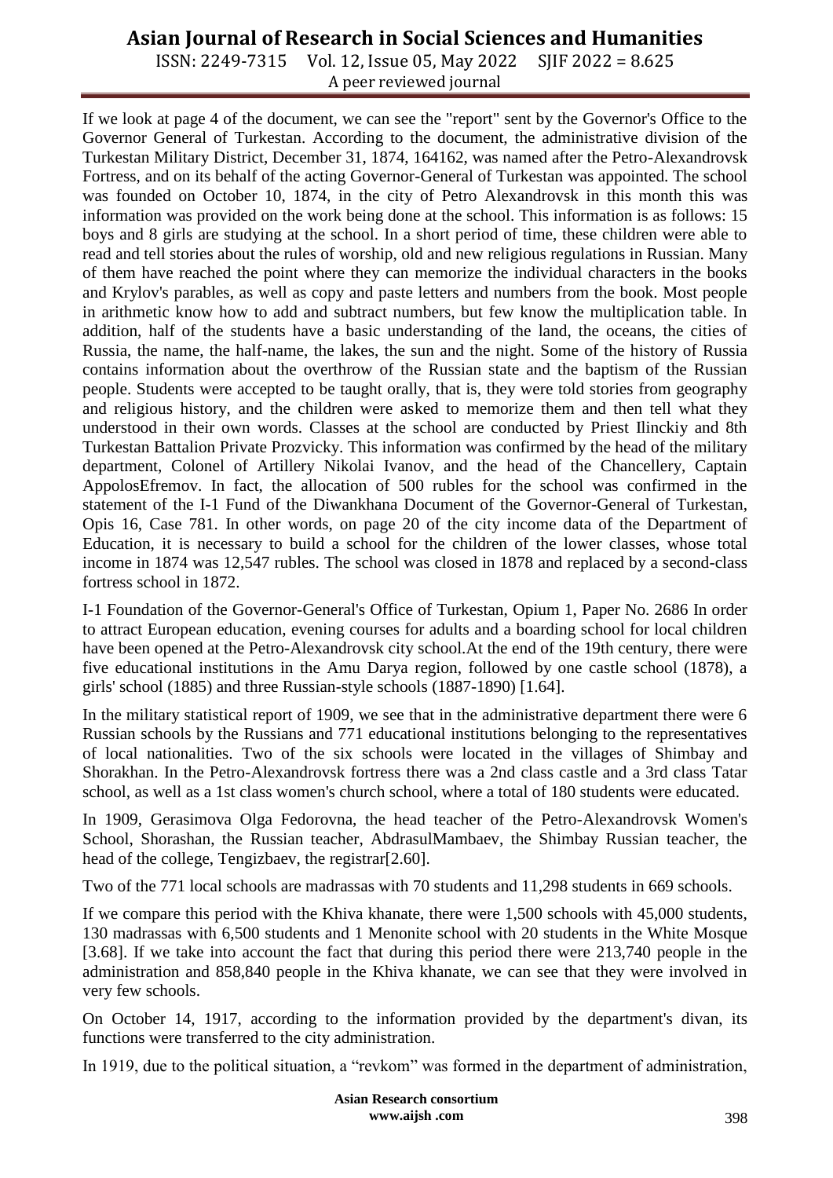If we look at page 4 of the document, we can see the "report" sent by the Governor's Office to the Governor General of Turkestan. According to the document, the administrative division of the Turkestan Military District, December 31, 1874, 164162, was named after the Petro-Alexandrovsk Fortress, and on its behalf of the acting Governor-General of Turkestan was appointed. The school was founded on October 10, 1874, in the city of Petro Alexandrovsk in this month this was information was provided on the work being done at the school. This information is as follows: 15 boys and 8 girls are studying at the school. In a short period of time, these children were able to read and tell stories about the rules of worship, old and new religious regulations in Russian. Many of them have reached the point where they can memorize the individual characters in the books and Krylov's parables, as well as copy and paste letters and numbers from the book. Most people in arithmetic know how to add and subtract numbers, but few know the multiplication table. In addition, half of the students have a basic understanding of the land, the oceans, the cities of Russia, the name, the half-name, the lakes, the sun and the night. Some of the history of Russia contains information about the overthrow of the Russian state and the baptism of the Russian people. Students were accepted to be taught orally, that is, they were told stories from geography and religious history, and the children were asked to memorize them and then tell what they understood in their own words. Classes at the school are conducted by Priest Ilinckiy and 8th Turkestan Battalion Private Prozvicky. This information was confirmed by the head of the military department, Colonel of Artillery Nikolai Ivanov, and the head of the Chancellery, Captain AppolosEfremov. In fact, the allocation of 500 rubles for the school was confirmed in the statement of the I-1 Fund of the Diwankhana Document of the Governor-General of Turkestan, Opis 16, Case 781. In other words, on page 20 of the city income data of the Department of Education, it is necessary to build a school for the children of the lower classes, whose total income in 1874 was 12,547 rubles. The school was closed in 1878 and replaced by a second-class fortress school in 1872.

I-1 Foundation of the Governor-General's Office of Turkestan, Opium 1, Paper No. 2686 In order to attract European education, evening courses for adults and a boarding school for local children have been opened at the Petro-Alexandrovsk city school.At the end of the 19th century, there were five educational institutions in the Amu Darya region, followed by one castle school (1878), a girls' school (1885) and three Russian-style schools (1887-1890) [1.64].

In the military statistical report of 1909, we see that in the administrative department there were 6 Russian schools by the Russians and 771 educational institutions belonging to the representatives of local nationalities. Two of the six schools were located in the villages of Shimbay and Shorakhan. In the Petro-Alexandrovsk fortress there was a 2nd class castle and a 3rd class Tatar school, as well as a 1st class women's church school, where a total of 180 students were educated.

In 1909, Gerasimova Olga Fedorovna, the head teacher of the Petro-Alexandrovsk Women's School, Shorashan, the Russian teacher, AbdrasulMambaev, the Shimbay Russian teacher, the head of the college, Tengizbaev, the registrar[2.60].

Two of the 771 local schools are madrassas with 70 students and 11,298 students in 669 schools.

If we compare this period with the Khiva khanate, there were 1,500 schools with 45,000 students, 130 madrassas with 6,500 students and 1 Menonite school with 20 students in the White Mosque [3.68]. If we take into account the fact that during this period there were 213,740 people in the administration and 858,840 people in the Khiva khanate, we can see that they were involved in very few schools.

On October 14, 1917, according to the information provided by the department's divan, its functions were transferred to the city administration.

In 1919, due to the political situation, a "revkom" was formed in the department of administration,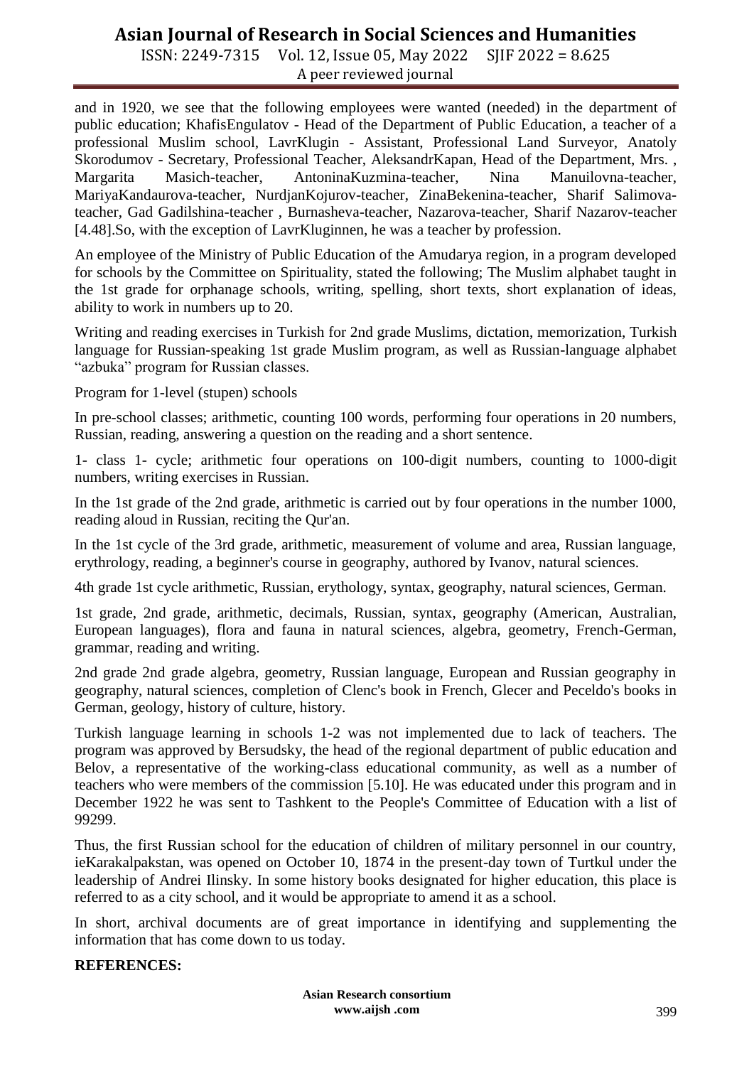and in 1920, we see that the following employees were wanted (needed) in the department of public education; KhafisEngulatov - Head of the Department of Public Education, a teacher of a professional Muslim school, LavrKlugin - Assistant, Professional Land Surveyor, Anatoly Skorodumov - Secretary, Professional Teacher, AleksandrKapan, Head of the Department, Mrs. , Margarita Masich-teacher, AntoninaKuzmina-teacher, Nina Manuilovna-teacher, MariyaKandaurova-teacher, NurdjanKojurov-teacher, ZinaBekenina-teacher, Sharif Salimova-teacher, Gad Gadilshina-teacher , Burnasheva-teacher, Nazarova-teacher, Sharif Nazarov-teacher [4.48].So, with the exception of LavrKluginnen, he was a teacher by profession.

An employee of the Ministry of Public Education of the Amudarya region, in a program developed for schools by the Committee on Spirituality, stated the following; The Muslim alphabet taught in the 1st grade for orphanage schools, writing, spelling, short texts, short explanation of ideas, ability to work in numbers up to 20.

Writing and reading exercises in Turkish for 2nd grade Muslims, dictation, memorization, Turkish language for Russian-speaking 1st grade Muslim program, as well as Russian-language alphabet "azbuka" program for Russian classes.

Program for 1-level (stupen) schools

In pre-school classes; arithmetic, counting 100 words, performing four operations in 20 numbers, Russian, reading, answering a question on the reading and a short sentence.

1- class 1- cycle; arithmetic four operations on 100-digit numbers, counting to 1000-digit numbers, writing exercises in Russian.

In the 1st grade of the 2nd grade, arithmetic is carried out by four operations in the number 1000, reading aloud in Russian, reciting the Qur'an.

In the 1st cycle of the 3rd grade, arithmetic, measurement of volume and area, Russian language, erythrology, reading, a beginner's course in geography, authored by Ivanov, natural sciences.

4th grade 1st cycle arithmetic, Russian, erythology, syntax, geography, natural sciences, German.

1st grade, 2nd grade, arithmetic, decimals, Russian, syntax, geography (American, Australian, European languages), flora and fauna in natural sciences, algebra, geometry, French-German, grammar, reading and writing.

2nd grade 2nd grade algebra, geometry, Russian language, European and Russian geography in geography, natural sciences, completion of Clenc's book in French, Glecer and Peceldo's books in German, geology, history of culture, history.

Turkish language learning in schools 1-2 was not implemented due to lack of teachers. The program was approved by Bersudsky, the head of the regional department of public education and Belov, a representative of the working-class educational community, as well as a number of teachers who were members of the commission [5.10]. He was educated under this program and in December 1922 he was sent to Tashkent to the People's Committee of Education with a list of 99299.

Thus, the first Russian school for the education of children of military personnel in our country, ieKarakalpakstan, was opened on October 10, 1874 in the present-day town of Turtkul under the leadership of Andrei Ilinsky. In some history books designated for higher education, this place is referred to as a city school, and it would be appropriate to amend it as a school.

In short, archival documents are of great importance in identifying and supplementing the information that has come down to us today.

**REFERENCES:**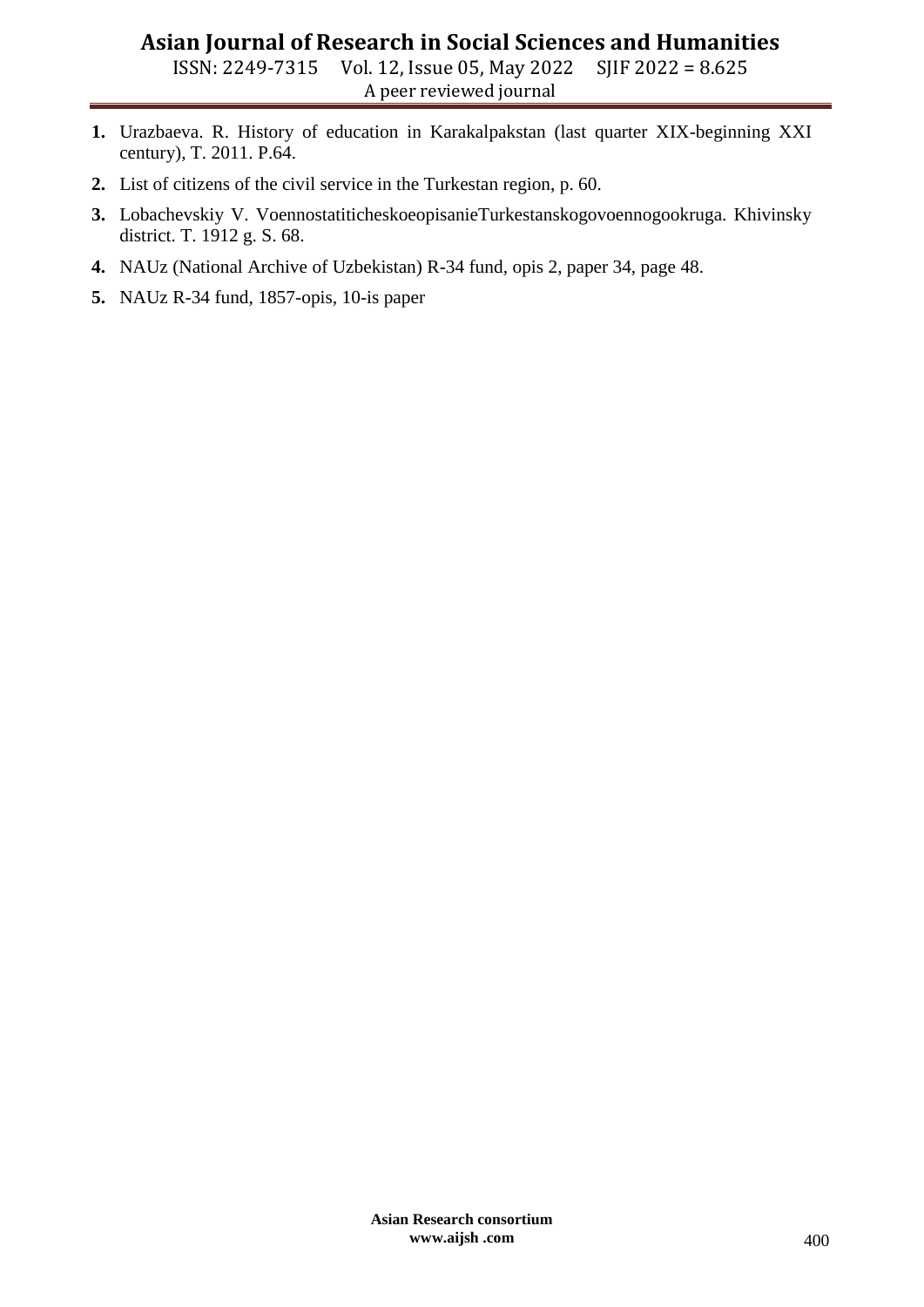1. Urazbaeva. R. History of education in Karakalpakstan (last quarter XIX-beginning XXI century), T. 2011. P.64.
2. List of citizens of the civil service in the Turkestan region, p. 60.
3. Lobachevskiy V. VoennostatiticheskoeopisanieTurkestanskogovoennogookruga. Khivinsky district. T. 1912 g. S. 68.
4. NAUz (National Archive of Uzbekistan) R-34 fund, opis 2, paper 34, page 48.
5. NAUz R-34 fund, 1857-opis, 10-is paper